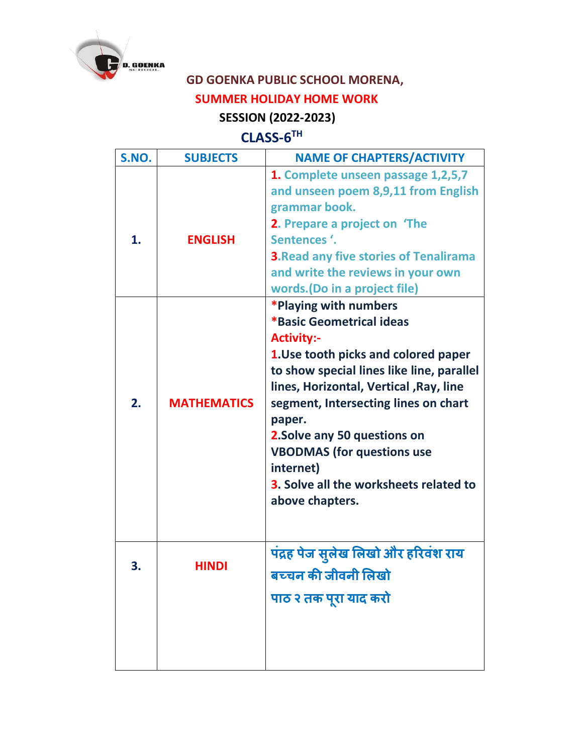# GD GOENKA PUBLIC SCHOOL MORENA,

## SUMMER HOLIDAY HOME WORK

### SESSION (2022-2023)

### CLASS-6TH

| S.NO. | SUBJECTS | NAME OF CHAPTERS/ACTIVITY |
|---|---|---|
| 1. | ENGLISH | 1. Complete unseen passage 1,2,5,7 and unseen poem 8,9,11 from English grammar book.<br>2. Prepare a project on 'The Sentences '.<br>3.Read any five stories of Tenalirama and write the reviews in your own words.(Do in a project file) |
| 2. | MATHEMATICS | *Playing with numbers<br>*Basic Geometrical ideas<br>Activity:-<br>1.Use tooth picks and colored paper to show special lines like line, parallel lines, Horizontal, Vertical ,Ray, line segment, Intersecting lines on chart paper.<br>2.Solve any 50 questions on VBODMAS (for questions use internet)<br>3. Solve all the worksheets related to above chapters. |
| 3. | HINDI | पंद्रह पेज सुलेख लिखो और हरिवंश राय बच्चन की जीवनी लिखो<br>पाठ २ तक पूरा याद करो |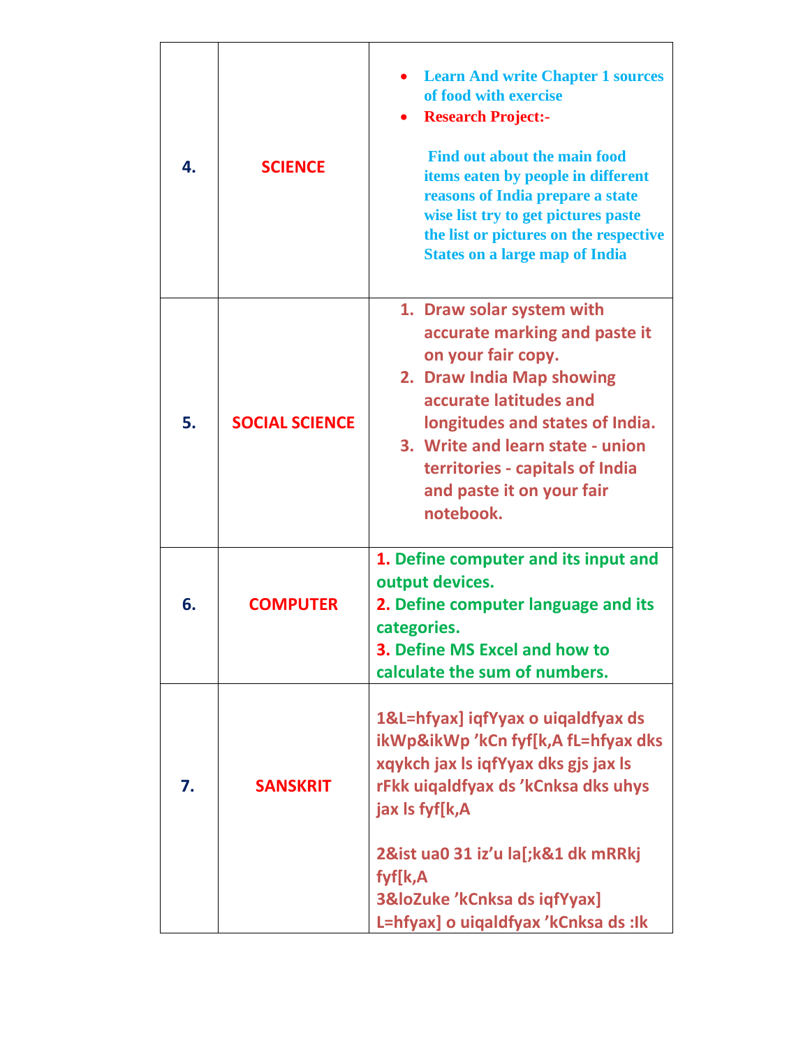| 4. | SCIENCE | • Learn And write Chapter 1 sources of food with exercise<br>• Research Project:-<br><br>Find out about the main food items eaten by people in different reasons of India prepare a state wise list try to get pictures paste the list or pictures on the respective States on a large map of India |
|---|---|---|
| 5. | SOCIAL SCIENCE | 1. Draw solar system with accurate marking and paste it on your fair copy.<br>2. Draw India Map showing accurate latitudes and longitudes and states of India.<br>3. Write and learn state - union territories - capitals of India and paste it on your fair notebook. |
| 6. | COMPUTER | 1. Define computer and its input and output devices.<br>2. Define computer language and its categories.<br>3. Define MS Excel and how to calculate the sum of numbers. |
| 7. | SANSKRIT | 1&L=hfyax] iqfYyax o uiqaldfyax ds ikWp&ikWp ’kCn fyf[k,A fL=hfyax dks xqykch jax ls iqfYyax dks gjs jax ls rFkk uiqaldfyax ds ’kCnksa dks uhys jax ls fyf[k,A<br><br>2&ist ua0 31 iz’u la[;k&1 dk mRRkj fyf[k,A<br>3&loZuke ’kCnksa ds iqfYyax] L=hfyax] o uiqaldfyax ’kCnksa ds :Ik |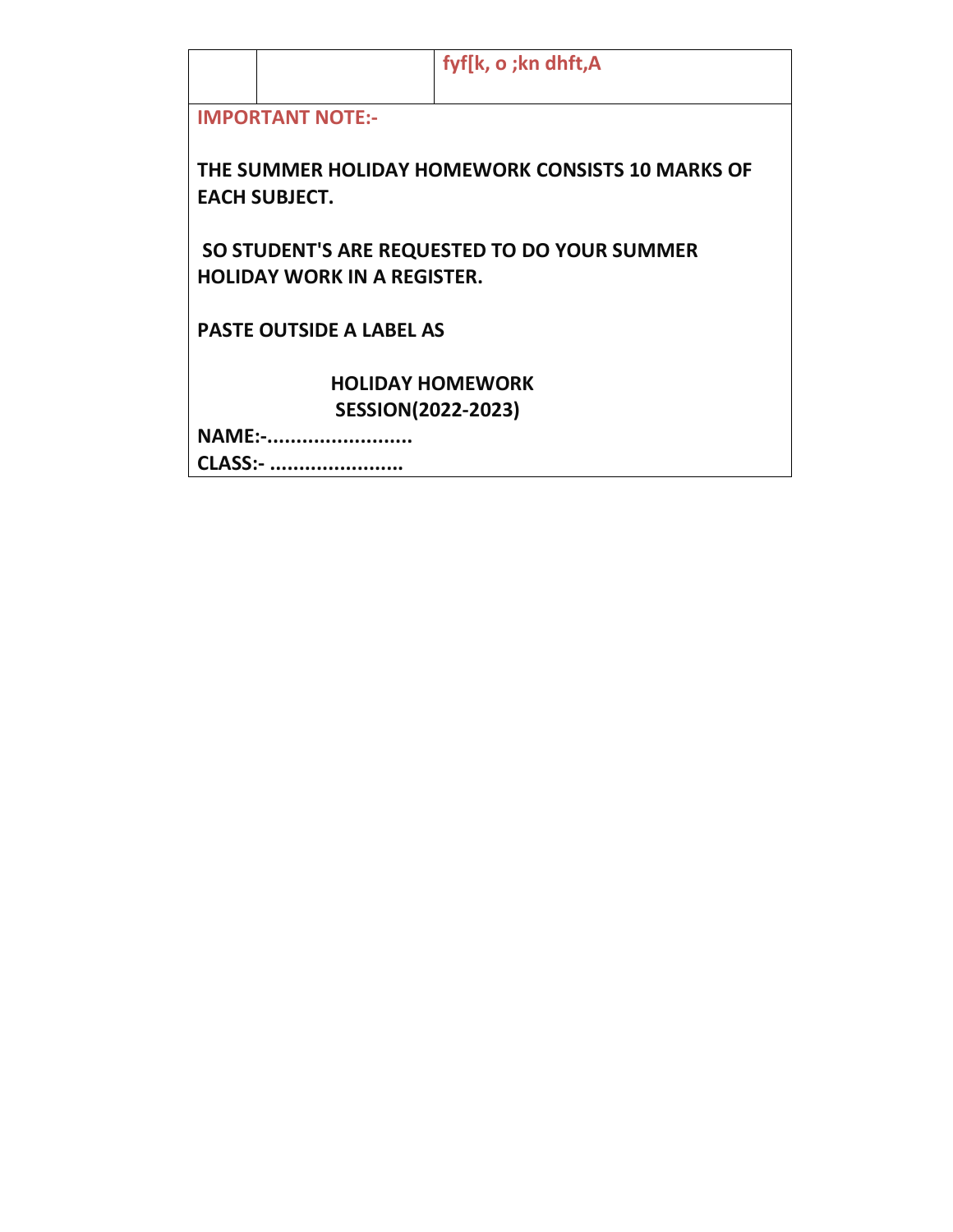| | | fyf[k, o ;kn dhft,A |
|---|---|---|

**IMPORTANT NOTE:-**

**THE SUMMER HOLIDAY HOMEWORK CONSISTS 10 MARKS OF EACH SUBJECT.**

**SO STUDENT'S ARE REQUESTED TO DO YOUR SUMMER HOLIDAY WORK IN A REGISTER.**

**PASTE OUTSIDE A LABEL AS**

**HOLIDAY HOMEWORK**
**SESSION(2022-2023)**

**NAME:-.........................**
**CLASS:- .......................**